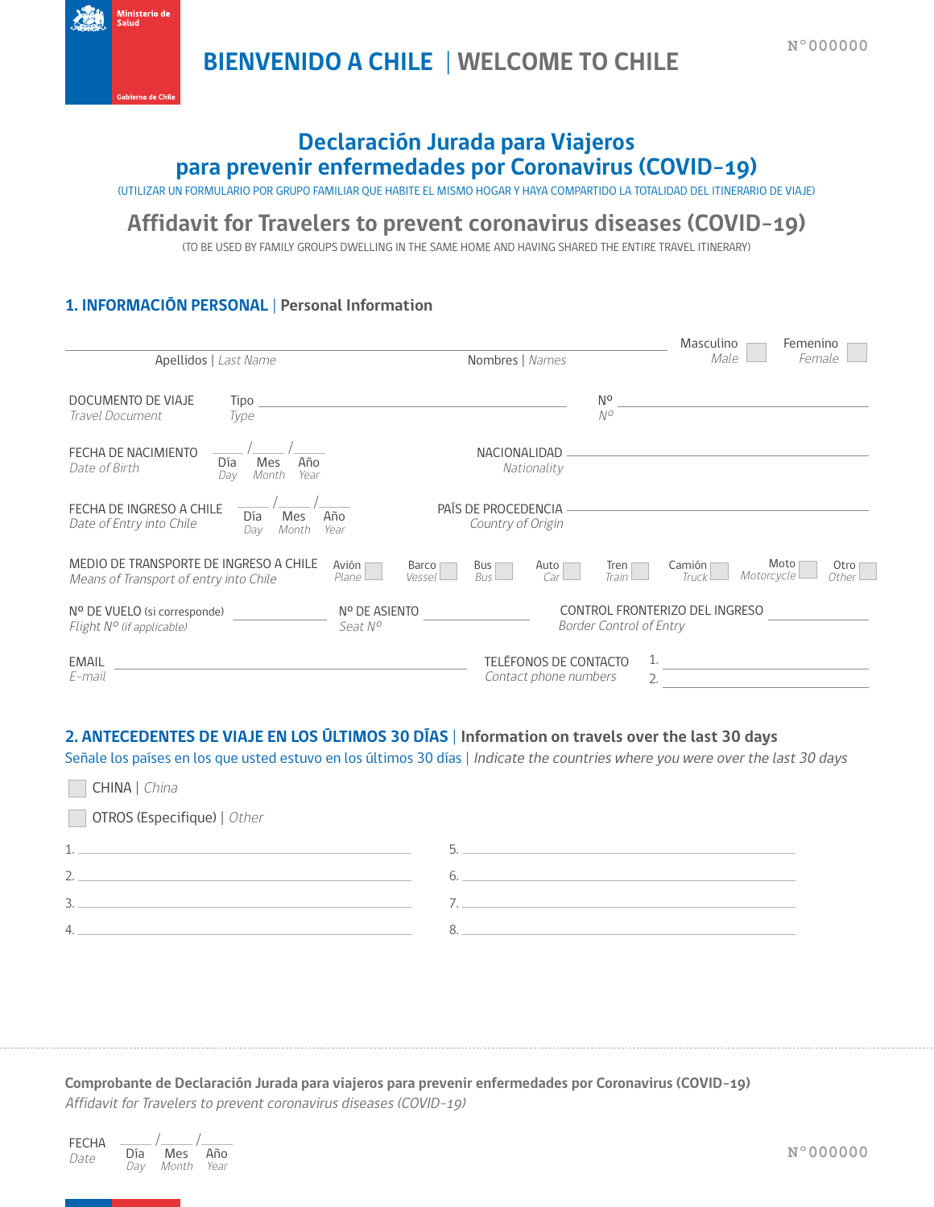Ministerio de Salud

Gobierno de Chile

N°000000

# BIENVENIDO A CHILE | WELCOME TO CHILE

## Declaración Jurada para Viajeros para prevenir enfermedades por Coronavirus (COVID-19)

(UTILIZAR UN FORMULARIO POR GRUPO FAMILIAR QUE HABITE EL MISMO HOGAR Y HAYA COMPARTIDO LA TOTALIDAD DEL ITINERARIO DE VIAJE)

## Affidavit for Travelers to prevent coronavirus diseases (COVID-19)

(TO BE USED BY FAMILY GROUPS DWELLING IN THE SAME HOME AND HAVING SHARED THE ENTIRE TRAVEL ITINERARY)

### 1. INFORMACIÓN PERSONAL | Personal Information

Apellidos | *Last Name* ______ Nombres | *Names* ______ Masculino *Male* ☐ Femenino *Female* ☐

DOCUMENTO DE VIAJE *Travel Document* Tipo *Type* ______ Nº *Nº* ______

FECHA DE NACIMIENTO *Date of Birth* ___/___/___ Día *Day* Mes *Month* Año *Year*

NACIONALIDAD *Nationality* ______

FECHA DE INGRESO A CHILE *Date of Entry into Chile* ___/___/___ Día *Day* Mes *Month* Año *Year*

PAÍS DE PROCEDENCIA *Country of Origin* ______

MEDIO DE TRANSPORTE DE INGRESO A CHILE *Means of Transport of entry into Chile*
Avión *Plane* ☐ Barco *Vessel* ☐ Bus *Bus* ☐ Auto *Car* ☐ Tren *Train* ☐ Camión *Truck* ☐ Moto *Motorcycle* ☐ Otro *Other* ☐

Nº DE VUELO (si corresponde) *Flight Nº (if applicable)* ______ Nº DE ASIENTO *Seat Nº* ______

CONTROL FRONTERIZO DEL INGRESO *Border Control of Entry* ______

EMAIL *E-mail* ______

TELÉFONOS DE CONTACTO *Contact phone numbers* 1. ______ 2. ______

### 2. ANTECEDENTES DE VIAJE EN LOS ÚLTIMOS 30 DÍAS | Information on travels over the last 30 days

Señale los países en los que usted estuvo en los últimos 30 días | *Indicate the countries where you were over the last 30 days*

☐ CHINA | *China*

☐ OTROS (Especifique) | *Other*

1. ______
2. ______
3. ______
4. ______
5. ______
6. ______
7. ______
8. ______

---

**Comprobante de Declaración Jurada para viajeros para prevenir enfermedades por Coronavirus (COVID-19)**
*Affidavit for Travelers to prevent coronavirus diseases (COVID-19)*

FECHA *Date* ___/___/___ Día *Day* Mes *Month* Año *Year*

N°000000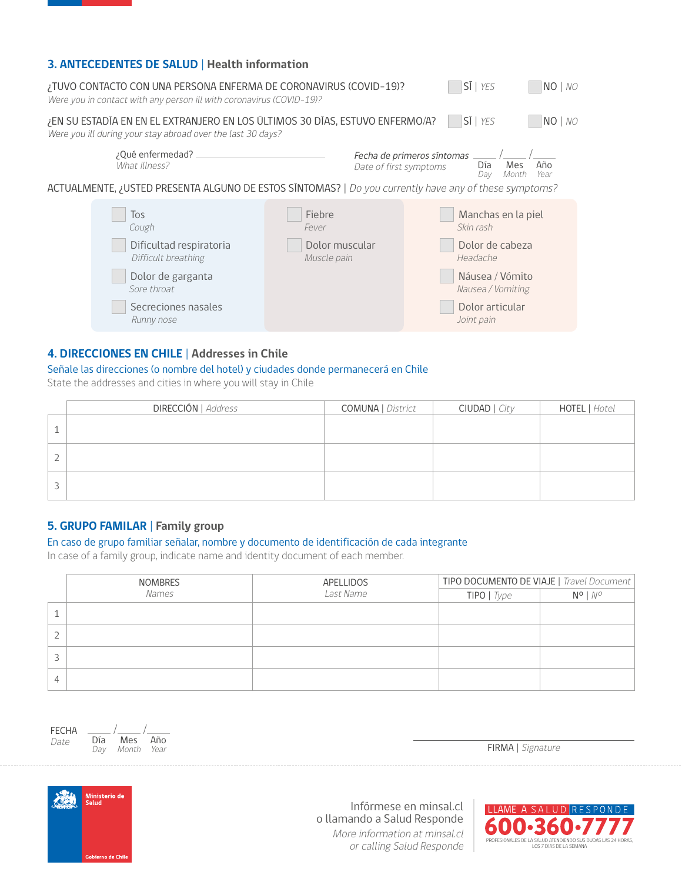## 3. ANTECEDENTES DE SALUD | Health information

¿TUVO CONTACTO CON UNA PERSONA ENFERMA DE CORONAVIRUS (COVID-19)? ☐ SÍ | *YES* ☐ NO | *NO*
*Were you in contact with any person ill with coronavirus (COVID-19)?*

¿EN SU ESTADÍA EN EN EL EXTRANJERO EN LOS ÚLTIMOS 30 DÍAS, ESTUVO ENFERMO/A? ☐ SÍ | *YES* ☐ NO | *NO*
*Were you ill during your stay abroad over the last 30 days?*

¿Qué enfermedad? ______________________
*What illness?*

*Fecha de primeros síntomas* ____ / ____ / ____
*Date of first symptoms* Día *Day* Mes *Month* Año *Year*

ACTUALMENTE, ¿USTED PRESENTA ALGUNO DE ESTOS SÍNTOMAS? | *Do you currently have any of these symptoms?*

- ☐ Tos *Cough*
- ☐ Dificultad respiratoria *Difficult breathing*
- ☐ Dolor de garganta *Sore throat*
- ☐ Secreciones nasales *Runny nose*
- ☐ Fiebre *Fever*
- ☐ Dolor muscular *Muscle pain*
- ☐ Manchas en la piel *Skin rash*
- ☐ Dolor de cabeza *Headache*
- ☐ Náusea / Vómito *Nausea / Vomiting*
- ☐ Dolor articular *Joint pain*

## 4. DIRECCIONES EN CHILE | Addresses in Chile

Señale las direcciones (o nombre del hotel) y ciudades donde permanecerá en Chile
State the addresses and cities in where you will stay in Chile

| | DIRECCIÓN \| *Address* | COMUNA \| *District* | CIUDAD \| *City* | HOTEL \| *Hotel* |
|---|---|---|---|---|
| 1 | | | | |
| 2 | | | | |
| 3 | | | | |

## 5. GRUPO FAMILAR | Family group

En caso de grupo familiar señalar, nombre y documento de identificación de cada integrante
In case of a family group, indicate name and identity document of each member.

| | NOMBRES *Names* | APELLIDOS *Last Name* | TIPO DOCUMENTO DE VIAJE \| *Travel Document* | |
|---|---|---|---|---|
| | | | TIPO \| *Type* | Nº \| *Nº* |
| 1 | | | | |
| 2 | | | | |
| 3 | | | | |
| 4 | | | | |

FECHA *Date* ____ / ____ / ____
Día *Day* Mes *Month* Año *Year*

FIRMA | *Signature*

Ministerio de Salud
Gobierno de Chile

Infórmese en minsal.cl
o llamando a Salud Responde
*More information at minsal.cl*
*or calling Salud Responde*

LLAME A SALUD RESPONDE
**600·360·7777**
PROFESIONALES DE LA SALUD ATENDIENDO SUS DUDAS LAS 24 HORAS, LOS 7 DÍAS DE LA SEMANA